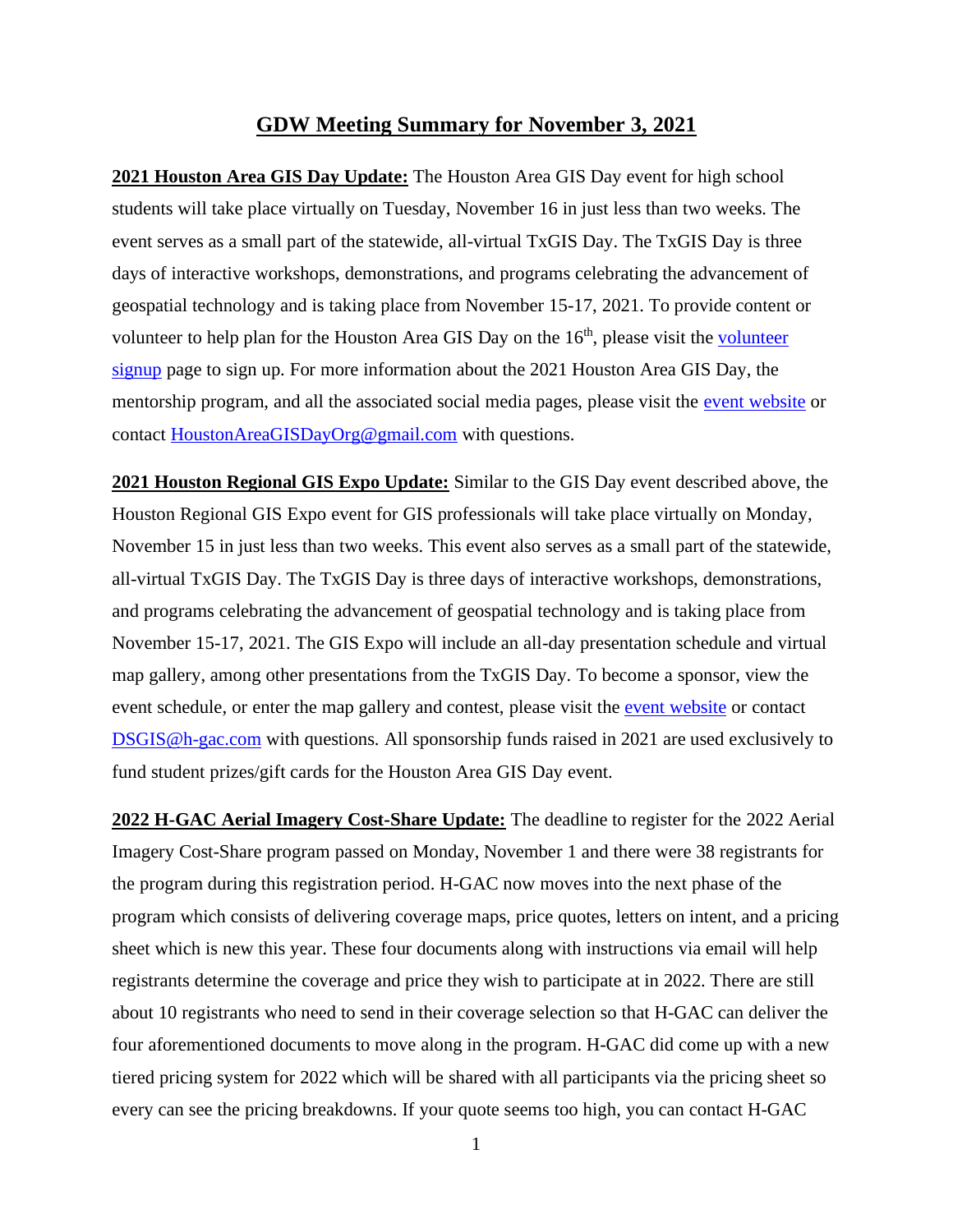# GDW Meeting Summary for November 3, 2021

**2021 Houston Area GIS Day Update:** The Houston Area GIS Day event for high school students will take place virtually on Tuesday, November 16 in just less than two weeks. The event serves as a small part of the statewide, all-virtual TxGIS Day. The TxGIS Day is three days of interactive workshops, demonstrations, and programs celebrating the advancement of geospatial technology and is taking place from November 15-17, 2021. To provide content or volunteer to help plan for the Houston Area GIS Day on the 16th, please visit the volunteer signup page to sign up. For more information about the 2021 Houston Area GIS Day, the mentorship program, and all the associated social media pages, please visit the event website or contact HoustonAreaGISDayOrg@gmail.com with questions.

**2021 Houston Regional GIS Expo Update:** Similar to the GIS Day event described above, the Houston Regional GIS Expo event for GIS professionals will take place virtually on Monday, November 15 in just less than two weeks. This event also serves as a small part of the statewide, all-virtual TxGIS Day. The TxGIS Day is three days of interactive workshops, demonstrations, and programs celebrating the advancement of geospatial technology and is taking place from November 15-17, 2021. The GIS Expo will include an all-day presentation schedule and virtual map gallery, among other presentations from the TxGIS Day. To become a sponsor, view the event schedule, or enter the map gallery and contest, please visit the event website or contact DSGIS@h-gac.com with questions. All sponsorship funds raised in 2021 are used exclusively to fund student prizes/gift cards for the Houston Area GIS Day event.

**2022 H-GAC Aerial Imagery Cost-Share Update:** The deadline to register for the 2022 Aerial Imagery Cost-Share program passed on Monday, November 1 and there were 38 registrants for the program during this registration period. H-GAC now moves into the next phase of the program which consists of delivering coverage maps, price quotes, letters on intent, and a pricing sheet which is new this year. These four documents along with instructions via email will help registrants determine the coverage and price they wish to participate at in 2022. There are still about 10 registrants who need to send in their coverage selection so that H-GAC can deliver the four aforementioned documents to move along in the program. H-GAC did come up with a new tiered pricing system for 2022 which will be shared with all participants via the pricing sheet so every can see the pricing breakdowns. If your quote seems too high, you can contact H-GAC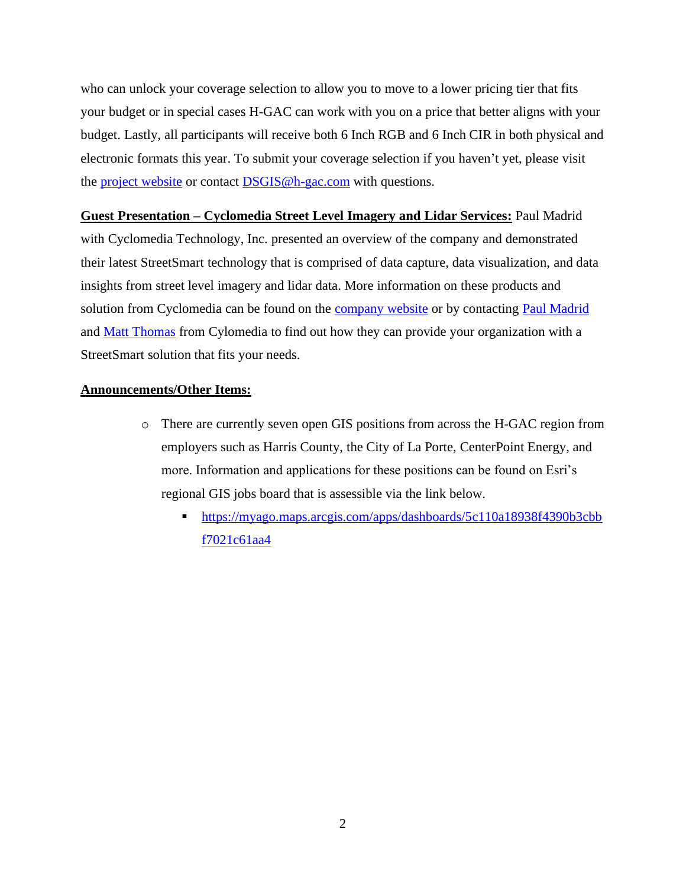who can unlock your coverage selection to allow you to move to a lower pricing tier that fits your budget or in special cases H-GAC can work with you on a price that better aligns with your budget. Lastly, all participants will receive both 6 Inch RGB and 6 Inch CIR in both physical and electronic formats this year. To submit your coverage selection if you haven't yet, please visit the project website or contact DSGIS@h-gac.com with questions.

**Guest Presentation – Cyclomedia Street Level Imagery and Lidar Services:** Paul Madrid with Cyclomedia Technology, Inc. presented an overview of the company and demonstrated their latest StreetSmart technology that is comprised of data capture, data visualization, and data insights from street level imagery and lidar data. More information on these products and solution from Cyclomedia can be found on the company website or by contacting Paul Madrid and Matt Thomas from Cylomedia to find out how they can provide your organization with a StreetSmart solution that fits your needs.

**Announcements/Other Items:**

- There are currently seven open GIS positions from across the H-GAC region from employers such as Harris County, the City of La Porte, CenterPoint Energy, and more. Information and applications for these positions can be found on Esri's regional GIS jobs board that is assessible via the link below.
  - https://myago.maps.arcgis.com/apps/dashboards/5c110a18938f4390b3cbbf7021c61aa4